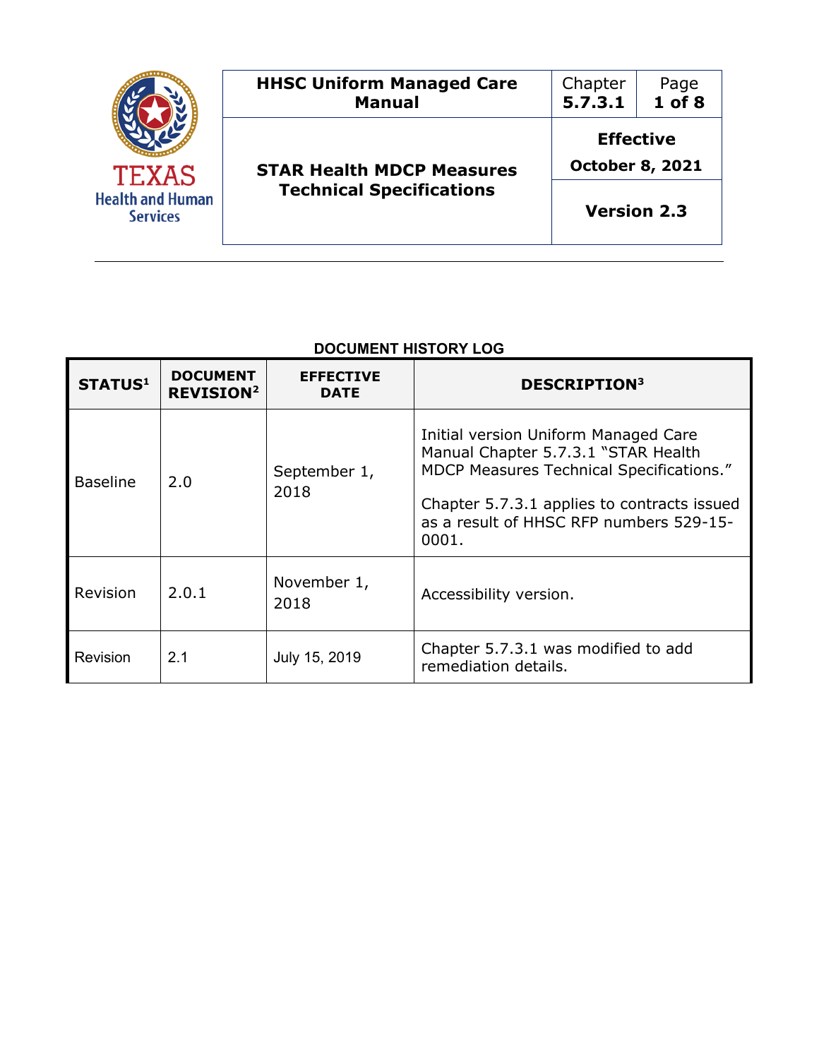| HHSC Uniform Managed Care Manual | Chapter 5.7.3.1 | Page 1 of 8 |
|---|---|---|
| **STAR Health MDCP Measures Technical Specifications** | **Effective October 8, 2021** | |
| | **Version 2.3** | |

**DOCUMENT HISTORY LOG**

| STATUS[1] | DOCUMENT REVISION[2] | EFFECTIVE DATE | DESCRIPTION[3] |
|---|---|---|---|
| Baseline | 2.0 | September 1, 2018 | Initial version Uniform Managed Care Manual Chapter 5.7.3.1 "STAR Health MDCP Measures Technical Specifications." Chapter 5.7.3.1 applies to contracts issued as a result of HHSC RFP numbers 529-15-0001. |
| Revision | 2.0.1 | November 1, 2018 | Accessibility version. |
| Revision | 2.1 | July 15, 2019 | Chapter 5.7.3.1 was modified to add remediation details. |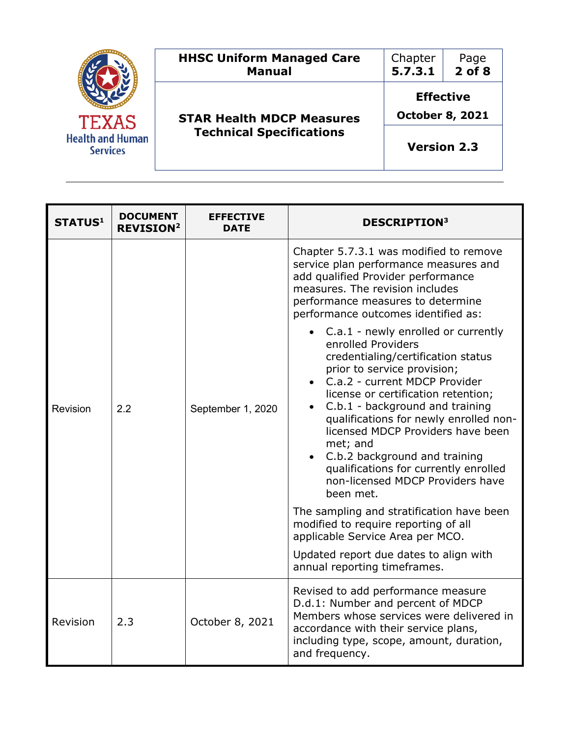| STATUS[1] | DOCUMENT REVISION[2] | EFFECTIVE DATE | DESCRIPTION[3] |
|---|---|---|---|
| Revision | 2.2 | September 1, 2020 | Chapter 5.7.3.1 was modified to remove service plan performance measures and add qualified Provider performance measures. The revision includes performance measures to determine performance outcomes identified as: <br>• C.a.1 - newly enrolled or currently enrolled Providers credentialing/certification status prior to service provision; <br>• C.a.2 - current MDCP Provider license or certification retention; <br>• C.b.1 - background and training qualifications for newly enrolled non-licensed MDCP Providers have been met; and <br>• C.b.2 background and training qualifications for currently enrolled non-licensed MDCP Providers have been met. <br><br>The sampling and stratification have been modified to require reporting of all applicable Service Area per MCO. <br><br>Updated report due dates to align with annual reporting timeframes. |
| Revision | 2.3 | October 8, 2021 | Revised to add performance measure D.d.1: Number and percent of MDCP Members whose services were delivered in accordance with their service plans, including type, scope, amount, duration, and frequency. |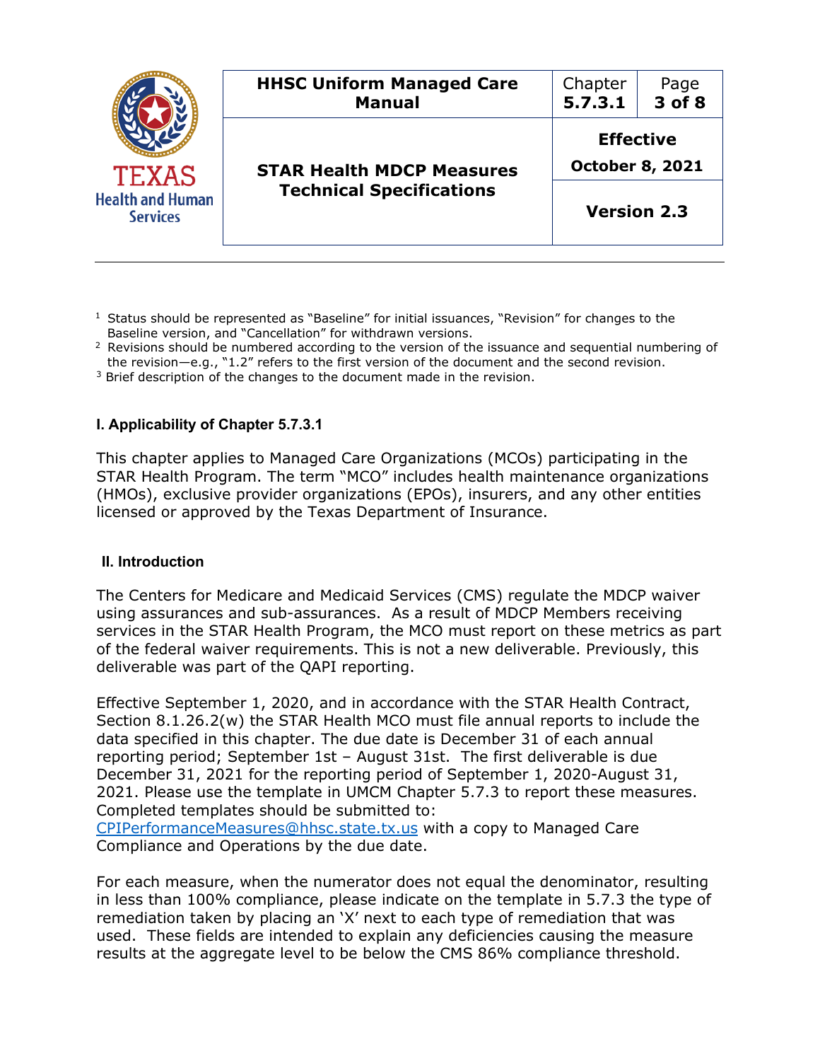[1] Status should be represented as "Baseline" for initial issuances, "Revision" for changes to the Baseline version, and "Cancellation" for withdrawn versions.

[2] Revisions should be numbered according to the version of the issuance and sequential numbering of the revision—e.g., "1.2" refers to the first version of the document and the second revision.

[3] Brief description of the changes to the document made in the revision.

## I. Applicability of Chapter 5.7.3.1

This chapter applies to Managed Care Organizations (MCOs) participating in the STAR Health Program. The term "MCO" includes health maintenance organizations (HMOs), exclusive provider organizations (EPOs), insurers, and any other entities licensed or approved by the Texas Department of Insurance.

## II. Introduction

The Centers for Medicare and Medicaid Services (CMS) regulate the MDCP waiver using assurances and sub-assurances. As a result of MDCP Members receiving services in the STAR Health Program, the MCO must report on these metrics as part of the federal waiver requirements. This is not a new deliverable. Previously, this deliverable was part of the QAPI reporting.

Effective September 1, 2020, and in accordance with the STAR Health Contract, Section 8.1.26.2(w) the STAR Health MCO must file annual reports to include the data specified in this chapter. The due date is December 31 of each annual reporting period; September 1st – August 31st. The first deliverable is due December 31, 2021 for the reporting period of September 1, 2020-August 31, 2021. Please use the template in UMCM Chapter 5.7.3 to report these measures. Completed templates should be submitted to: CPIPerformanceMeasures@hhsc.state.tx.us with a copy to Managed Care Compliance and Operations by the due date.

For each measure, when the numerator does not equal the denominator, resulting in less than 100% compliance, please indicate on the template in 5.7.3 the type of remediation taken by placing an 'X' next to each type of remediation that was used. These fields are intended to explain any deficiencies causing the measure results at the aggregate level to be below the CMS 86% compliance threshold.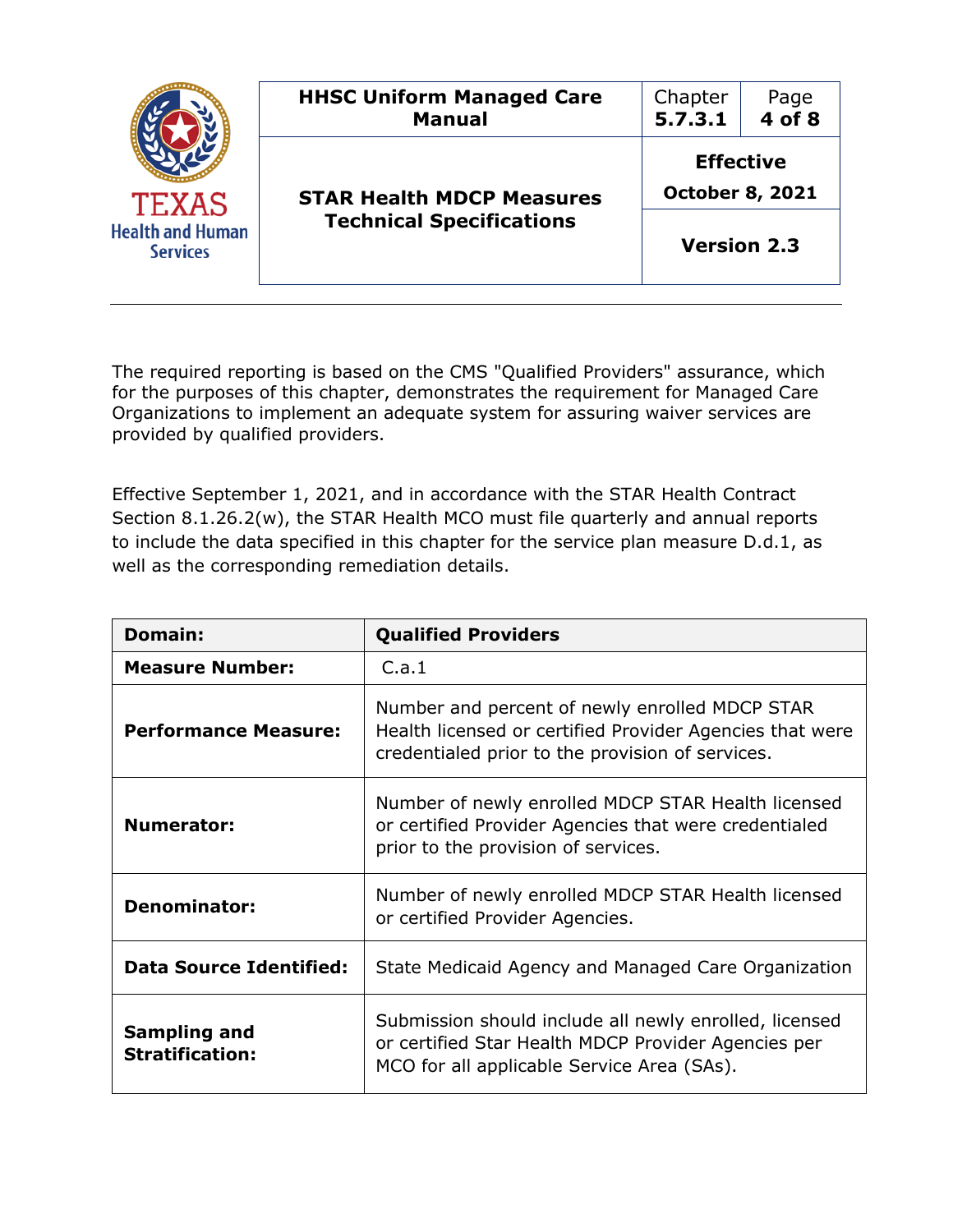The required reporting is based on the CMS "Qualified Providers" assurance, which for the purposes of this chapter, demonstrates the requirement for Managed Care Organizations to implement an adequate system for assuring waiver services are provided by qualified providers.

Effective September 1, 2021, and in accordance with the STAR Health Contract Section 8.1.26.2(w), the STAR Health MCO must file quarterly and annual reports to include the data specified in this chapter for the service plan measure D.d.1, as well as the corresponding remediation details.

| **Domain:** | **Qualified Providers** |
|---|---|
| **Measure Number:** | C.a.1 |
| **Performance Measure:** | Number and percent of newly enrolled MDCP STAR Health licensed or certified Provider Agencies that were credentialed prior to the provision of services. |
| **Numerator:** | Number of newly enrolled MDCP STAR Health licensed or certified Provider Agencies that were credentialed prior to the provision of services. |
| **Denominator:** | Number of newly enrolled MDCP STAR Health licensed or certified Provider Agencies. |
| **Data Source Identified:** | State Medicaid Agency and Managed Care Organization |
| **Sampling and Stratification:** | Submission should include all newly enrolled, licensed or certified Star Health MDCP Provider Agencies per MCO for all applicable Service Area (SAs). |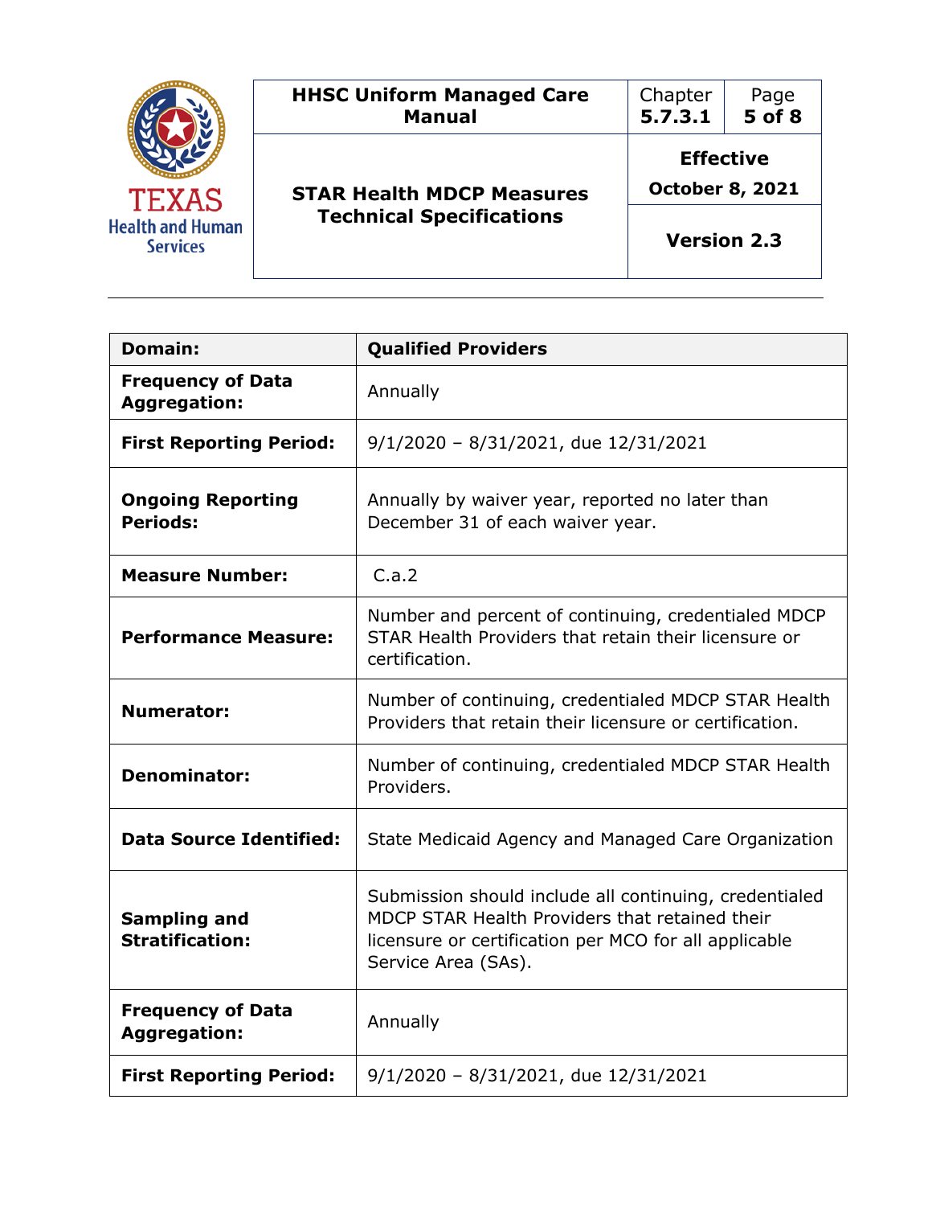| Domain: | Qualified Providers |
|---|---|
| **Frequency of Data Aggregation:** | Annually |
| **First Reporting Period:** | 9/1/2020 – 8/31/2021, due 12/31/2021 |
| **Ongoing Reporting Periods:** | Annually by waiver year, reported no later than December 31 of each waiver year. |
| **Measure Number:** | C.a.2 |
| **Performance Measure:** | Number and percent of continuing, credentialed MDCP STAR Health Providers that retain their licensure or certification. |
| **Numerator:** | Number of continuing, credentialed MDCP STAR Health Providers that retain their licensure or certification. |
| **Denominator:** | Number of continuing, credentialed MDCP STAR Health Providers. |
| **Data Source Identified:** | State Medicaid Agency and Managed Care Organization |
| **Sampling and Stratification:** | Submission should include all continuing, credentialed MDCP STAR Health Providers that retained their licensure or certification per MCO for all applicable Service Area (SAs). |
| **Frequency of Data Aggregation:** | Annually |
| **First Reporting Period:** | 9/1/2020 – 8/31/2021, due 12/31/2021 |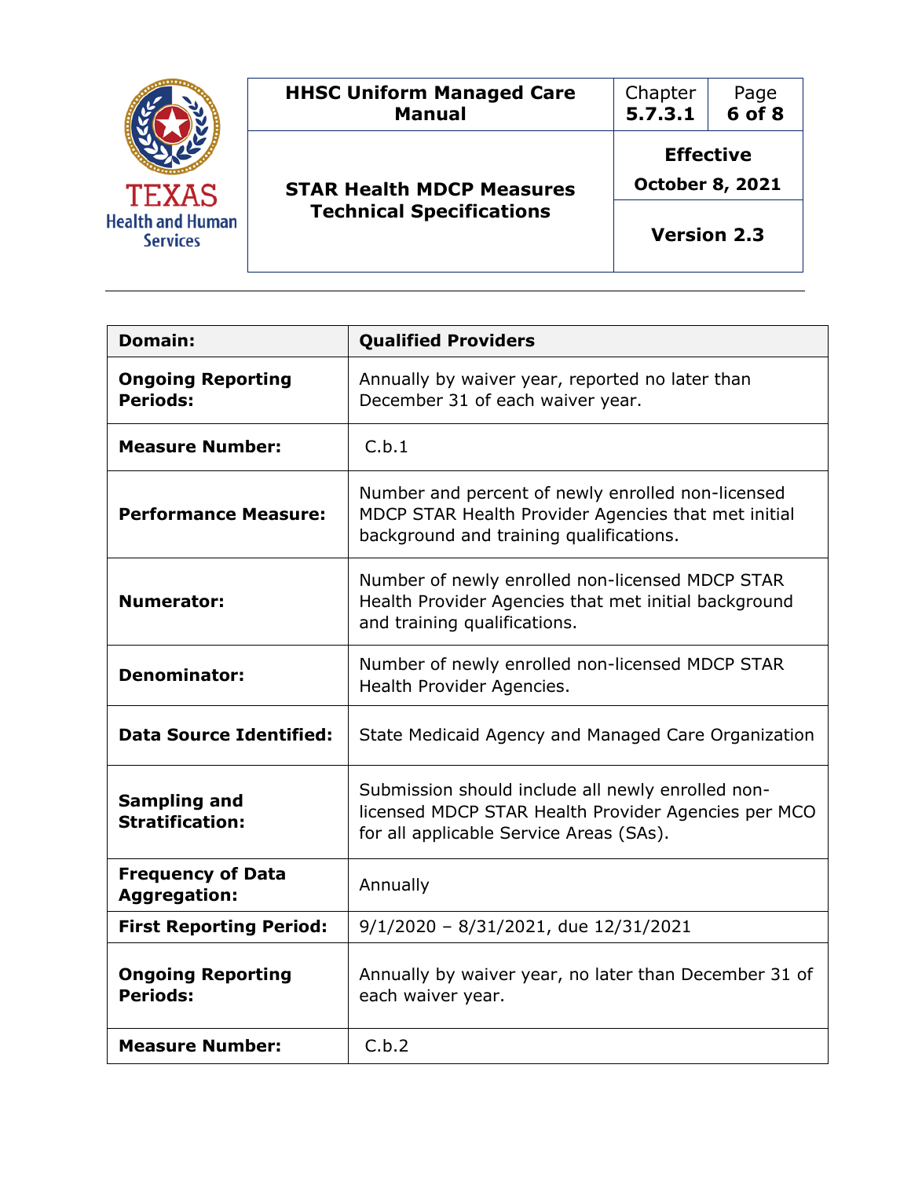| Domain: | Qualified Providers |
| --- | --- |
| **Ongoing Reporting Periods:** | Annually by waiver year, reported no later than December 31 of each waiver year. |
| **Measure Number:** | C.b.1 |
| **Performance Measure:** | Number and percent of newly enrolled non-licensed MDCP STAR Health Provider Agencies that met initial background and training qualifications. |
| **Numerator:** | Number of newly enrolled non-licensed MDCP STAR Health Provider Agencies that met initial background and training qualifications. |
| **Denominator:** | Number of newly enrolled non-licensed MDCP STAR Health Provider Agencies. |
| **Data Source Identified:** | State Medicaid Agency and Managed Care Organization |
| **Sampling and Stratification:** | Submission should include all newly enrolled non-licensed MDCP STAR Health Provider Agencies per MCO for all applicable Service Areas (SAs). |
| **Frequency of Data Aggregation:** | Annually |
| **First Reporting Period:** | 9/1/2020 – 8/31/2021, due 12/31/2021 |
| **Ongoing Reporting Periods:** | Annually by waiver year, no later than December 31 of each waiver year. |
| **Measure Number:** | C.b.2 |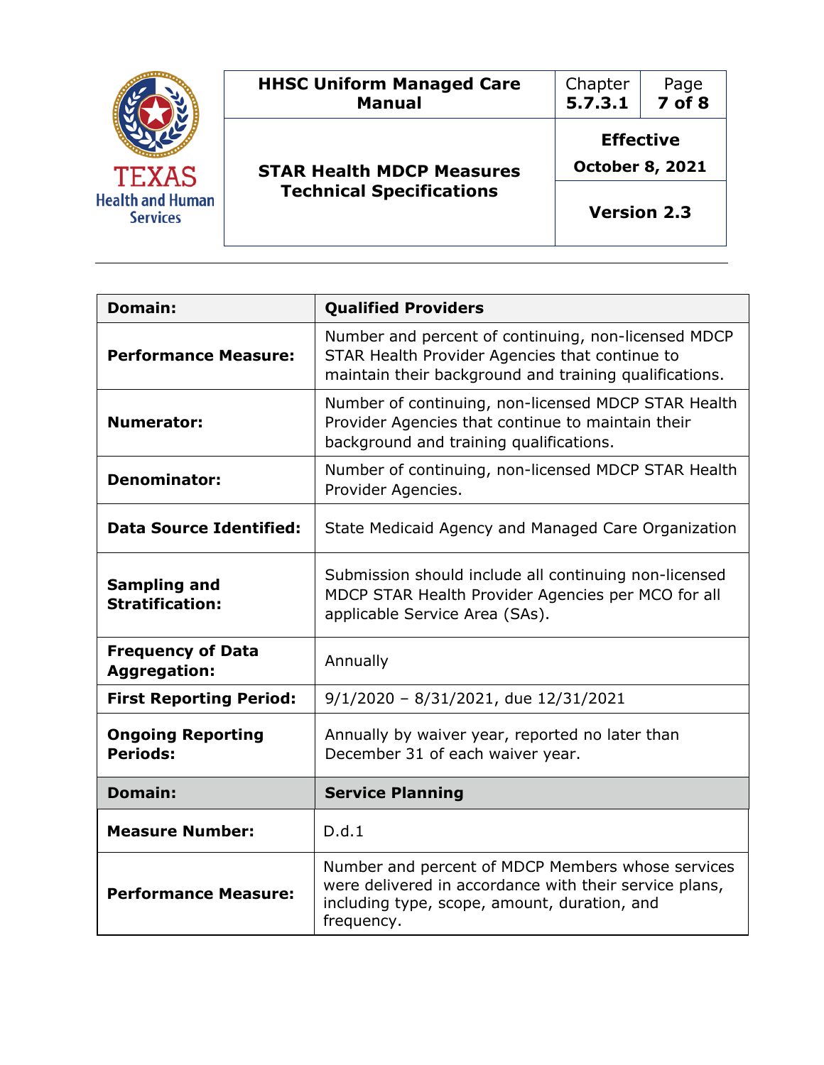| Domain: | Qualified Providers |
| --- | --- |
| **Performance Measure:** | Number and percent of continuing, non-licensed MDCP STAR Health Provider Agencies that continue to maintain their background and training qualifications. |
| **Numerator:** | Number of continuing, non-licensed MDCP STAR Health Provider Agencies that continue to maintain their background and training qualifications. |
| **Denominator:** | Number of continuing, non-licensed MDCP STAR Health Provider Agencies. |
| **Data Source Identified:** | State Medicaid Agency and Managed Care Organization |
| **Sampling and Stratification:** | Submission should include all continuing non-licensed MDCP STAR Health Provider Agencies per MCO for all applicable Service Area (SAs). |
| **Frequency of Data Aggregation:** | Annually |
| **First Reporting Period:** | 9/1/2020 – 8/31/2021, due 12/31/2021 |
| **Ongoing Reporting Periods:** | Annually by waiver year, reported no later than December 31 of each waiver year. |

| Domain: | Service Planning |
| --- | --- |
| **Measure Number:** | D.d.1 |
| **Performance Measure:** | Number and percent of MDCP Members whose services were delivered in accordance with their service plans, including type, scope, amount, duration, and frequency. |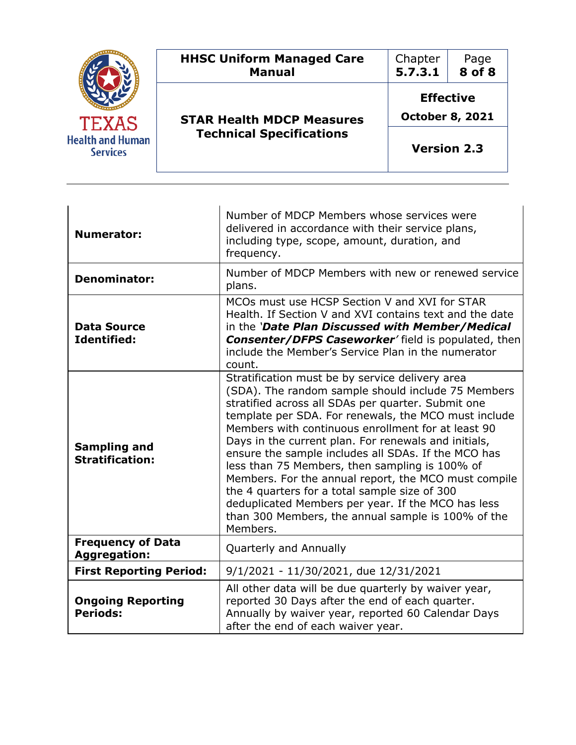| | |
|---|---|
| **Numerator:** | Number of MDCP Members whose services were delivered in accordance with their service plans, including type, scope, amount, duration, and frequency. |
| **Denominator:** | Number of MDCP Members with new or renewed service plans. |
| **Data Source Identified:** | MCOs must use HCSP Section V and XVI for STAR Health. If Section V and XVI contains text and the date in the '***Date Plan Discussed with Member/Medical Consenter/DFPS Caseworker***' field is populated, then include the Member's Service Plan in the numerator count. |
| **Sampling and Stratification:** | Stratification must be by service delivery area (SDA). The random sample should include 75 Members stratified across all SDAs per quarter. Submit one template per SDA. For renewals, the MCO must include Members with continuous enrollment for at least 90 Days in the current plan. For renewals and initials, ensure the sample includes all SDAs. If the MCO has less than 75 Members, then sampling is 100% of Members. For the annual report, the MCO must compile the 4 quarters for a total sample size of 300 deduplicated Members per year. If the MCO has less than 300 Members, the annual sample is 100% of the Members. |
| **Frequency of Data Aggregation:** | Quarterly and Annually |
| **First Reporting Period:** | 9/1/2021 - 11/30/2021, due 12/31/2021 |
| **Ongoing Reporting Periods:** | All other data will be due quarterly by waiver year, reported 30 Days after the end of each quarter. Annually by waiver year, reported 60 Calendar Days after the end of each waiver year. |